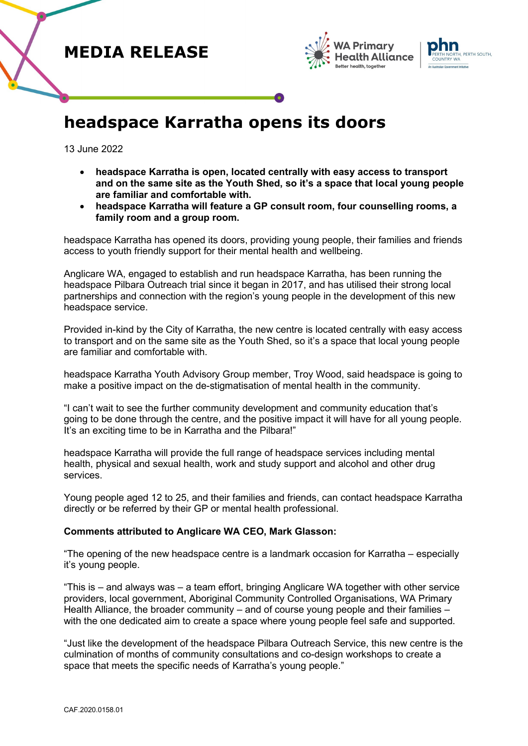MEDIA RELEASE

# headspace Karratha opens its doors

13 June 2022

- **headspace Karratha is open, located centrally with easy access to transport and on the same site as the Youth Shed, so it's a space that local young people are familiar and comfortable with.**
- **headspace Karratha will feature a GP consult room, four counselling rooms, a family room and a group room.**

headspace Karratha has opened its doors, providing young people, their families and friends access to youth friendly support for their mental health and wellbeing.

Anglicare WA, engaged to establish and run headspace Karratha, has been running the headspace Pilbara Outreach trial since it began in 2017, and has utilised their strong local partnerships and connection with the region's young people in the development of this new headspace service.

Provided in-kind by the City of Karratha, the new centre is located centrally with easy access to transport and on the same site as the Youth Shed, so it's a space that local young people are familiar and comfortable with.

headspace Karratha Youth Advisory Group member, Troy Wood, said headspace is going to make a positive impact on the de-stigmatisation of mental health in the community.

"I can't wait to see the further community development and community education that's going to be done through the centre, and the positive impact it will have for all young people. It's an exciting time to be in Karratha and the Pilbara!"

headspace Karratha will provide the full range of headspace services including mental health, physical and sexual health, work and study support and alcohol and other drug services.

Young people aged 12 to 25, and their families and friends, can contact headspace Karratha directly or be referred by their GP or mental health professional.

**Comments attributed to Anglicare WA CEO, Mark Glasson:**

"The opening of the new headspace centre is a landmark occasion for Karratha – especially it's young people.

"This is – and always was – a team effort, bringing Anglicare WA together with other service providers, local government, Aboriginal Community Controlled Organisations, WA Primary Health Alliance, the broader community – and of course young people and their families – with the one dedicated aim to create a space where young people feel safe and supported.

"Just like the development of the headspace Pilbara Outreach Service, this new centre is the culmination of months of community consultations and co-design workshops to create a space that meets the specific needs of Karratha's young people."

CAF.2020.0158.01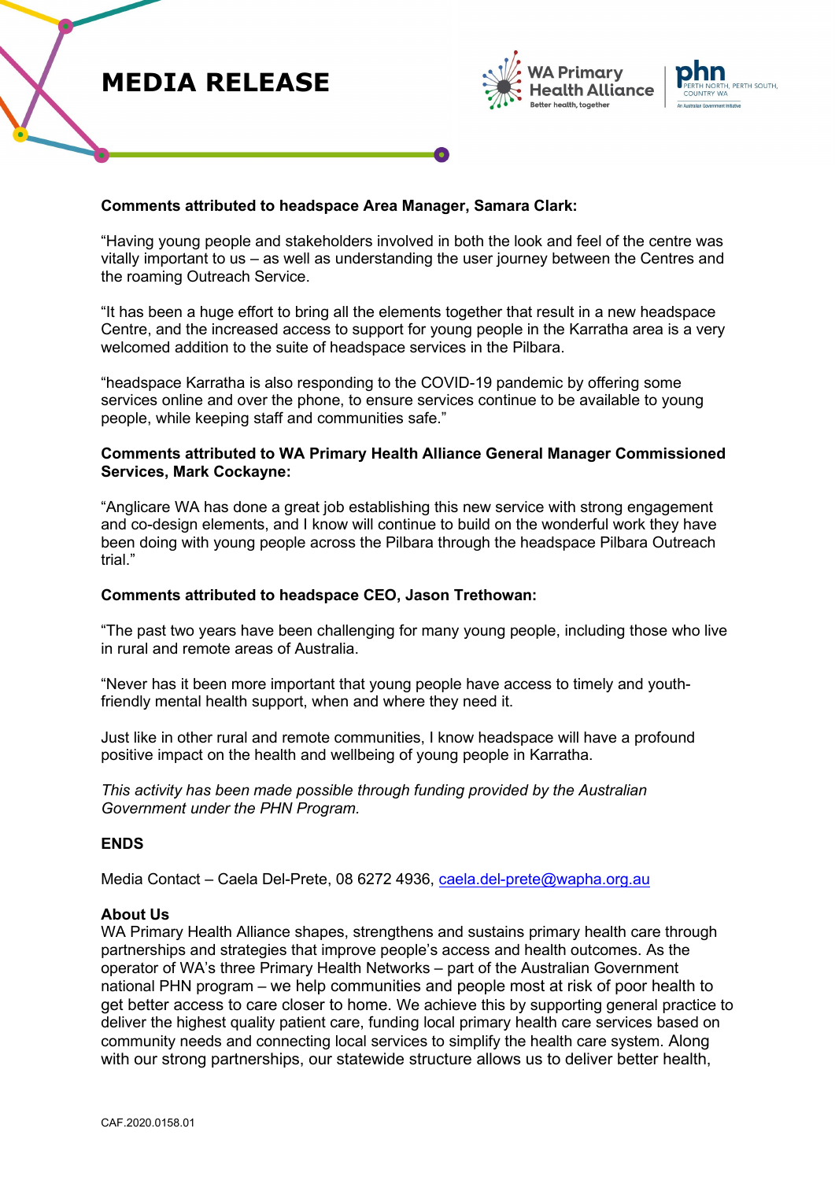# MEDIA RELEASE

**Comments attributed to headspace Area Manager, Samara Clark:**

“Having young people and stakeholders involved in both the look and feel of the centre was vitally important to us – as well as understanding the user journey between the Centres and the roaming Outreach Service.

“It has been a huge effort to bring all the elements together that result in a new headspace Centre, and the increased access to support for young people in the Karratha area is a very welcomed addition to the suite of headspace services in the Pilbara.

“headspace Karratha is also responding to the COVID-19 pandemic by offering some services online and over the phone, to ensure services continue to be available to young people, while keeping staff and communities safe.”

**Comments attributed to WA Primary Health Alliance General Manager Commissioned Services, Mark Cockayne:**

“Anglicare WA has done a great job establishing this new service with strong engagement and co-design elements, and I know will continue to build on the wonderful work they have been doing with young people across the Pilbara through the headspace Pilbara Outreach trial.”

**Comments attributed to headspace CEO, Jason Trethowan:**

“The past two years have been challenging for many young people, including those who live in rural and remote areas of Australia.

“Never has it been more important that young people have access to timely and youth-friendly mental health support, when and where they need it.

Just like in other rural and remote communities, I know headspace will have a profound positive impact on the health and wellbeing of young people in Karratha.

*This activity has been made possible through funding provided by the Australian Government under the PHN Program.*

**ENDS**

Media Contact – Caela Del-Prete, 08 6272 4936, caela.del-prete@wapha.org.au

**About Us**
WA Primary Health Alliance shapes, strengthens and sustains primary health care through partnerships and strategies that improve people’s access and health outcomes. As the operator of WA’s three Primary Health Networks – part of the Australian Government national PHN program – we help communities and people most at risk of poor health to get better access to care closer to home. We achieve this by supporting general practice to deliver the highest quality patient care, funding local primary health care services based on community needs and connecting local services to simplify the health care system. Along with our strong partnerships, our statewide structure allows us to deliver better health,

CAF.2020.0158.01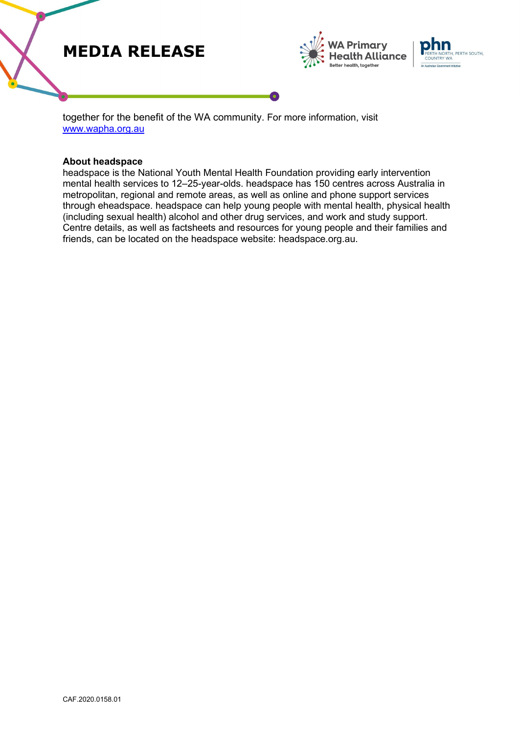together for the benefit of the WA community. For more information, visit [www.wapha.org.au](http://www.wapha.org.au)

**About headspace**

headspace is the National Youth Mental Health Foundation providing early intervention mental health services to 12–25-year-olds. headspace has 150 centres across Australia in metropolitan, regional and remote areas, as well as online and phone support services through eheadspace. headspace can help young people with mental health, physical health (including sexual health) alcohol and other drug services, and work and study support. Centre details, as well as factsheets and resources for young people and their families and friends, can be located on the headspace website: headspace.org.au.

CAF.2020.0158.01